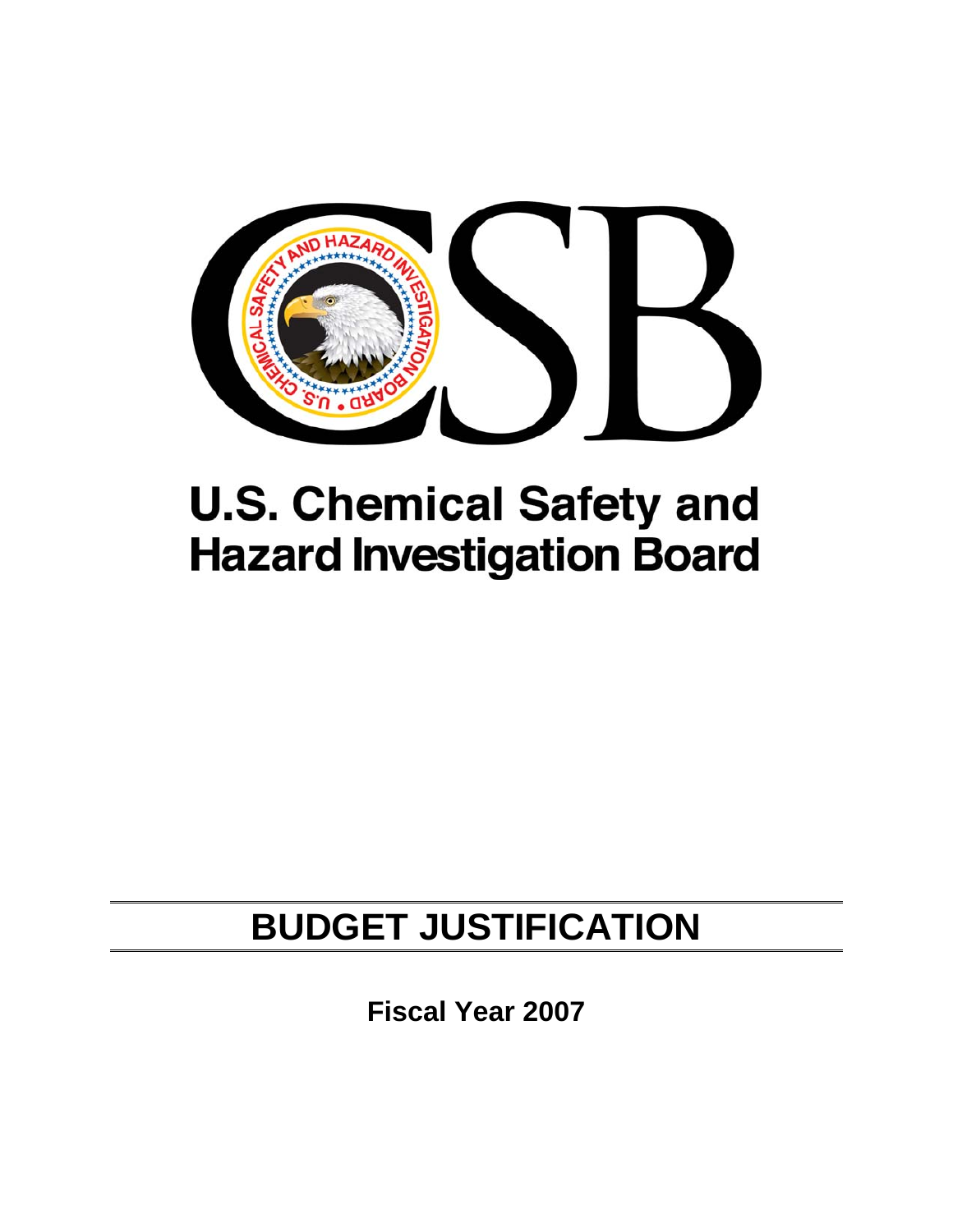# U.S. Chemical Safety and Hazard Investigation Board

## BUDGET JUSTIFICATION

**Fiscal Year 2007**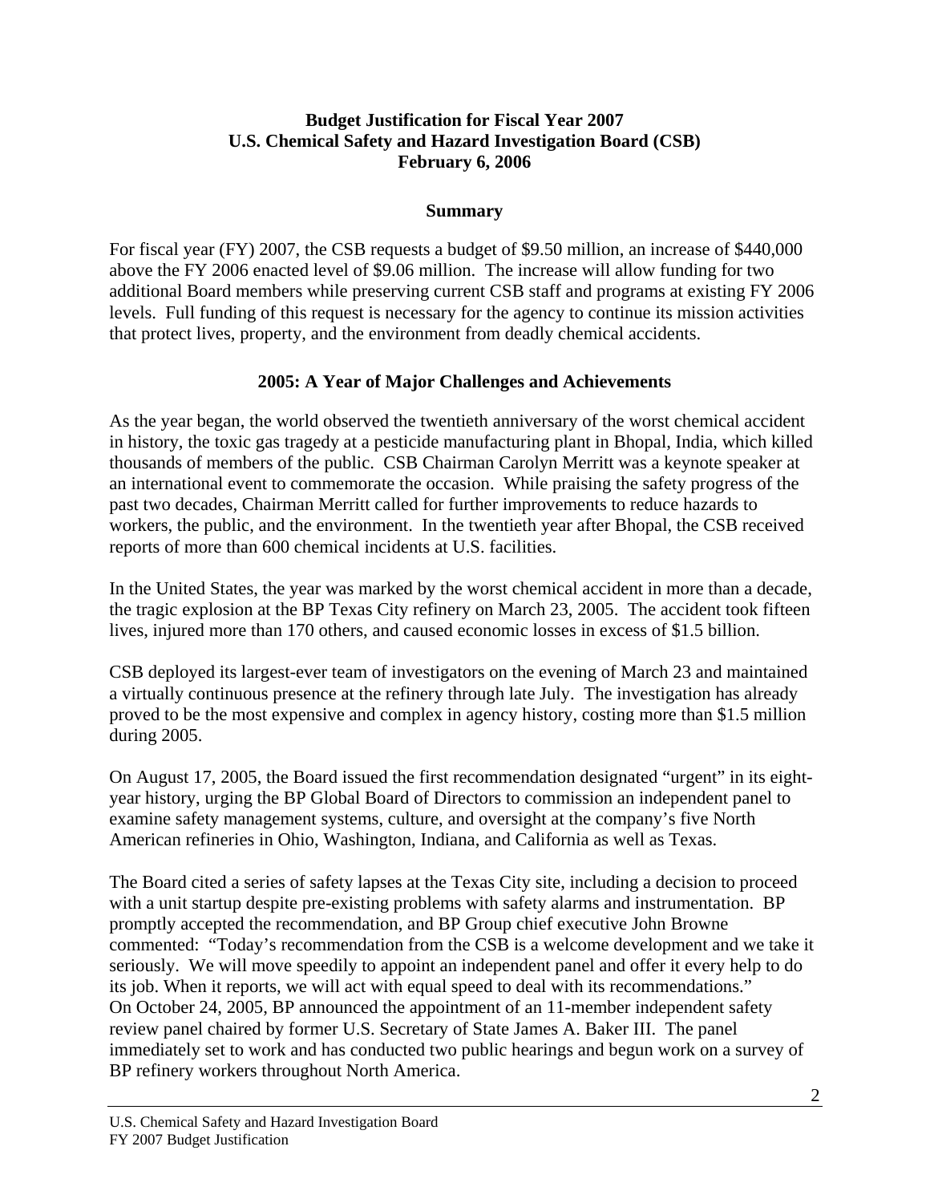**Budget Justification for Fiscal Year 2007**
**U.S. Chemical Safety and Hazard Investigation Board (CSB)**
**February 6, 2006**

## Summary

For fiscal year (FY) 2007, the CSB requests a budget of $9.50 million, an increase of $440,000 above the FY 2006 enacted level of $9.06 million. The increase will allow funding for two additional Board members while preserving current CSB staff and programs at existing FY 2006 levels. Full funding of this request is necessary for the agency to continue its mission activities that protect lives, property, and the environment from deadly chemical accidents.

## 2005: A Year of Major Challenges and Achievements

As the year began, the world observed the twentieth anniversary of the worst chemical accident in history, the toxic gas tragedy at a pesticide manufacturing plant in Bhopal, India, which killed thousands of members of the public. CSB Chairman Carolyn Merritt was a keynote speaker at an international event to commemorate the occasion. While praising the safety progress of the past two decades, Chairman Merritt called for further improvements to reduce hazards to workers, the public, and the environment. In the twentieth year after Bhopal, the CSB received reports of more than 600 chemical incidents at U.S. facilities.

In the United States, the year was marked by the worst chemical accident in more than a decade, the tragic explosion at the BP Texas City refinery on March 23, 2005. The accident took fifteen lives, injured more than 170 others, and caused economic losses in excess of $1.5 billion.

CSB deployed its largest-ever team of investigators on the evening of March 23 and maintained a virtually continuous presence at the refinery through late July. The investigation has already proved to be the most expensive and complex in agency history, costing more than $1.5 million during 2005.

On August 17, 2005, the Board issued the first recommendation designated "urgent" in its eight-year history, urging the BP Global Board of Directors to commission an independent panel to examine safety management systems, culture, and oversight at the company's five North American refineries in Ohio, Washington, Indiana, and California as well as Texas.

The Board cited a series of safety lapses at the Texas City site, including a decision to proceed with a unit startup despite pre-existing problems with safety alarms and instrumentation. BP promptly accepted the recommendation, and BP Group chief executive John Browne commented: "Today's recommendation from the CSB is a welcome development and we take it seriously. We will move speedily to appoint an independent panel and offer it every help to do its job. When it reports, we will act with equal speed to deal with its recommendations." On October 24, 2005, BP announced the appointment of an 11-member independent safety review panel chaired by former U.S. Secretary of State James A. Baker III. The panel immediately set to work and has conducted two public hearings and begun work on a survey of BP refinery workers throughout North America.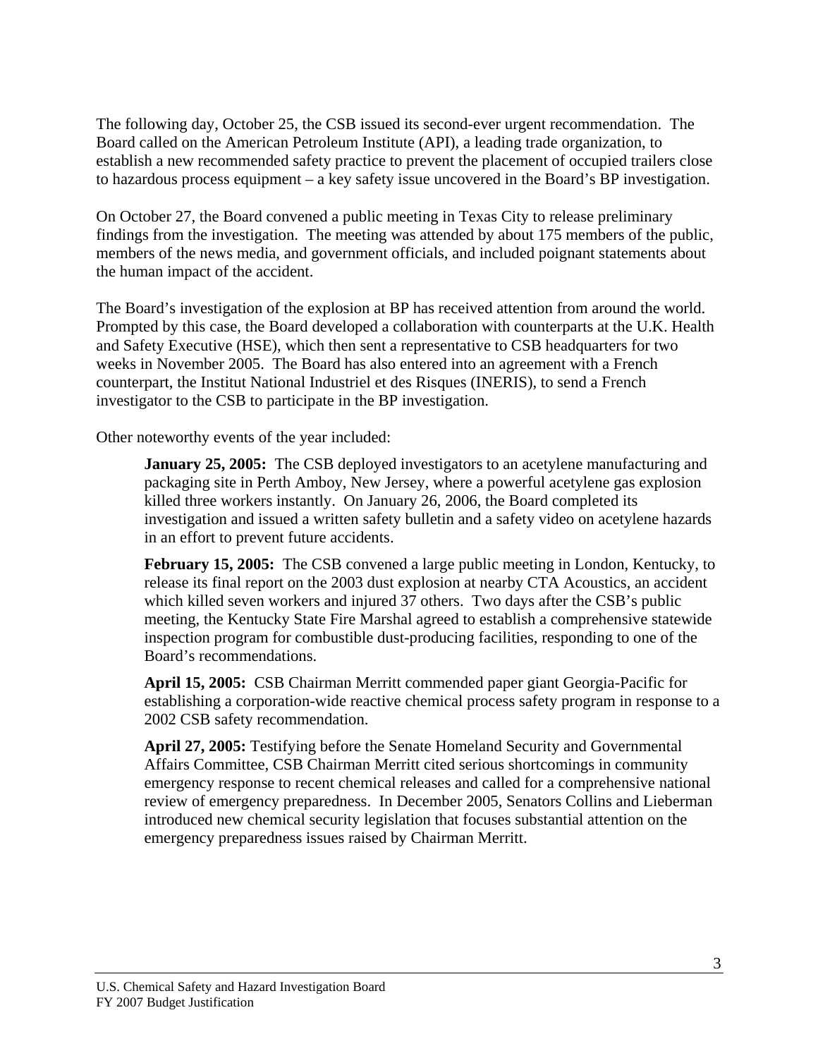The following day, October 25, the CSB issued its second-ever urgent recommendation. The Board called on the American Petroleum Institute (API), a leading trade organization, to establish a new recommended safety practice to prevent the placement of occupied trailers close to hazardous process equipment – a key safety issue uncovered in the Board's BP investigation.

On October 27, the Board convened a public meeting in Texas City to release preliminary findings from the investigation. The meeting was attended by about 175 members of the public, members of the news media, and government officials, and included poignant statements about the human impact of the accident.

The Board's investigation of the explosion at BP has received attention from around the world. Prompted by this case, the Board developed a collaboration with counterparts at the U.K. Health and Safety Executive (HSE), which then sent a representative to CSB headquarters for two weeks in November 2005. The Board has also entered into an agreement with a French counterpart, the Institut National Industriel et des Risques (INERIS), to send a French investigator to the CSB to participate in the BP investigation.

Other noteworthy events of the year included:

> **January 25, 2005:** The CSB deployed investigators to an acetylene manufacturing and packaging site in Perth Amboy, New Jersey, where a powerful acetylene gas explosion killed three workers instantly. On January 26, 2006, the Board completed its investigation and issued a written safety bulletin and a safety video on acetylene hazards in an effort to prevent future accidents.
>
> **February 15, 2005:** The CSB convened a large public meeting in London, Kentucky, to release its final report on the 2003 dust explosion at nearby CTA Acoustics, an accident which killed seven workers and injured 37 others. Two days after the CSB's public meeting, the Kentucky State Fire Marshal agreed to establish a comprehensive statewide inspection program for combustible dust-producing facilities, responding to one of the Board's recommendations.
>
> **April 15, 2005:** CSB Chairman Merritt commended paper giant Georgia-Pacific for establishing a corporation-wide reactive chemical process safety program in response to a 2002 CSB safety recommendation.
>
> **April 27, 2005:** Testifying before the Senate Homeland Security and Governmental Affairs Committee, CSB Chairman Merritt cited serious shortcomings in community emergency response to recent chemical releases and called for a comprehensive national review of emergency preparedness. In December 2005, Senators Collins and Lieberman introduced new chemical security legislation that focuses substantial attention on the emergency preparedness issues raised by Chairman Merritt.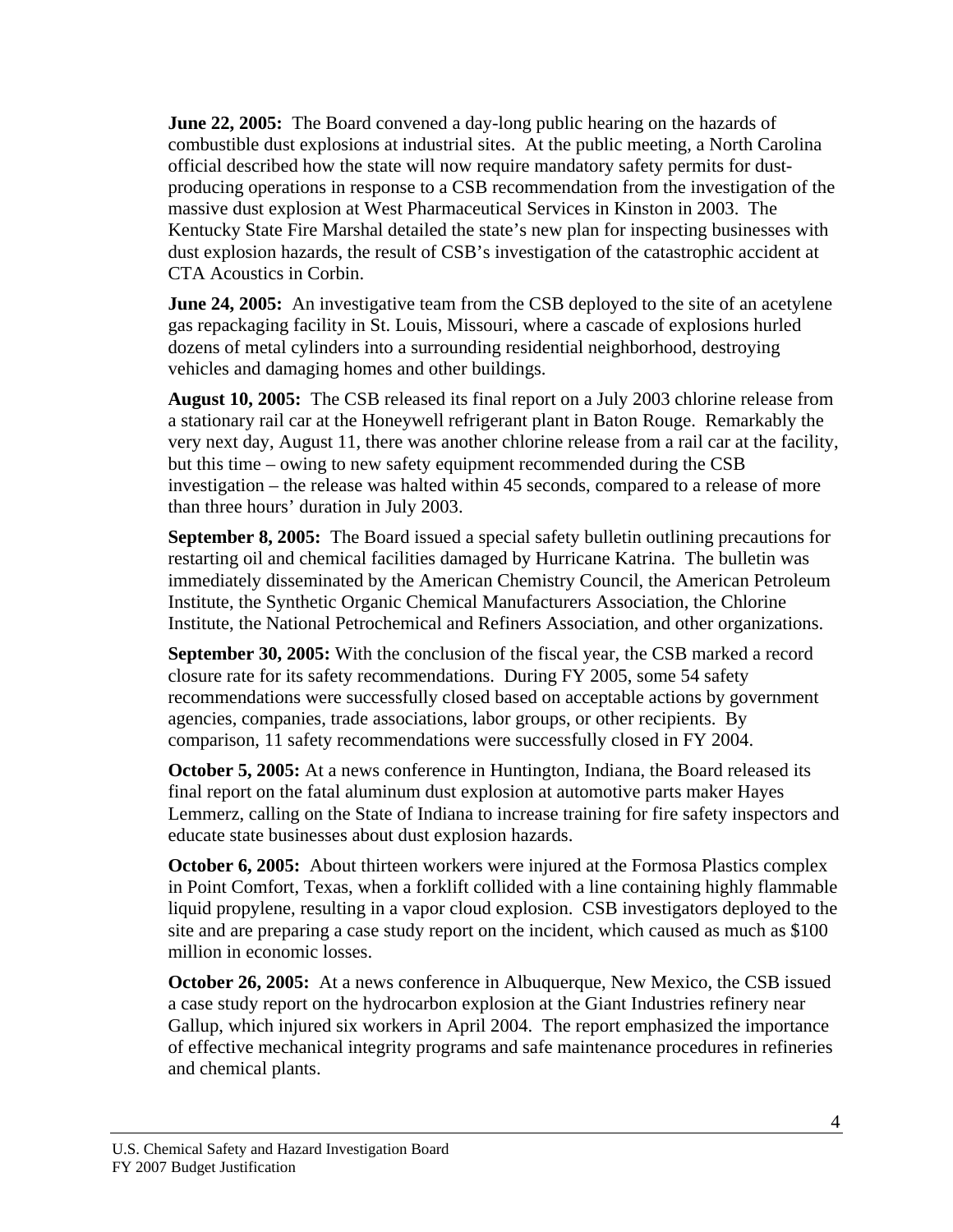**June 22, 2005:** The Board convened a day-long public hearing on the hazards of combustible dust explosions at industrial sites. At the public meeting, a North Carolina official described how the state will now require mandatory safety permits for dust-producing operations in response to a CSB recommendation from the investigation of the massive dust explosion at West Pharmaceutical Services in Kinston in 2003. The Kentucky State Fire Marshal detailed the state's new plan for inspecting businesses with dust explosion hazards, the result of CSB's investigation of the catastrophic accident at CTA Acoustics in Corbin.

**June 24, 2005:** An investigative team from the CSB deployed to the site of an acetylene gas repackaging facility in St. Louis, Missouri, where a cascade of explosions hurled dozens of metal cylinders into a surrounding residential neighborhood, destroying vehicles and damaging homes and other buildings.

**August 10, 2005:** The CSB released its final report on a July 2003 chlorine release from a stationary rail car at the Honeywell refrigerant plant in Baton Rouge. Remarkably the very next day, August 11, there was another chlorine release from a rail car at the facility, but this time – owing to new safety equipment recommended during the CSB investigation – the release was halted within 45 seconds, compared to a release of more than three hours' duration in July 2003.

**September 8, 2005:** The Board issued a special safety bulletin outlining precautions for restarting oil and chemical facilities damaged by Hurricane Katrina. The bulletin was immediately disseminated by the American Chemistry Council, the American Petroleum Institute, the Synthetic Organic Chemical Manufacturers Association, the Chlorine Institute, the National Petrochemical and Refiners Association, and other organizations.

**September 30, 2005:** With the conclusion of the fiscal year, the CSB marked a record closure rate for its safety recommendations. During FY 2005, some 54 safety recommendations were successfully closed based on acceptable actions by government agencies, companies, trade associations, labor groups, or other recipients. By comparison, 11 safety recommendations were successfully closed in FY 2004.

**October 5, 2005:** At a news conference in Huntington, Indiana, the Board released its final report on the fatal aluminum dust explosion at automotive parts maker Hayes Lemmerz, calling on the State of Indiana to increase training for fire safety inspectors and educate state businesses about dust explosion hazards.

**October 6, 2005:** About thirteen workers were injured at the Formosa Plastics complex in Point Comfort, Texas, when a forklift collided with a line containing highly flammable liquid propylene, resulting in a vapor cloud explosion. CSB investigators deployed to the site and are preparing a case study report on the incident, which caused as much as $100 million in economic losses.

**October 26, 2005:** At a news conference in Albuquerque, New Mexico, the CSB issued a case study report on the hydrocarbon explosion at the Giant Industries refinery near Gallup, which injured six workers in April 2004. The report emphasized the importance of effective mechanical integrity programs and safe maintenance procedures in refineries and chemical plants.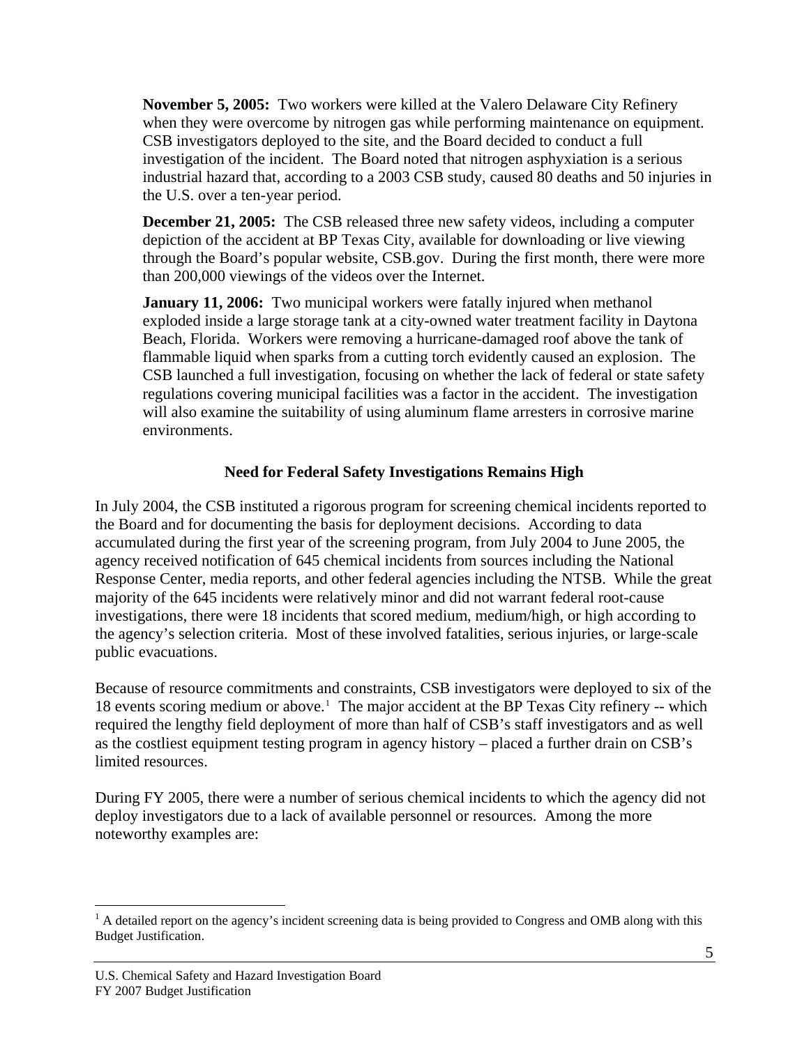**November 5, 2005:** Two workers were killed at the Valero Delaware City Refinery when they were overcome by nitrogen gas while performing maintenance on equipment. CSB investigators deployed to the site, and the Board decided to conduct a full investigation of the incident. The Board noted that nitrogen asphyxiation is a serious industrial hazard that, according to a 2003 CSB study, caused 80 deaths and 50 injuries in the U.S. over a ten-year period.

**December 21, 2005:** The CSB released three new safety videos, including a computer depiction of the accident at BP Texas City, available for downloading or live viewing through the Board's popular website, CSB.gov. During the first month, there were more than 200,000 viewings of the videos over the Internet.

**January 11, 2006:** Two municipal workers were fatally injured when methanol exploded inside a large storage tank at a city-owned water treatment facility in Daytona Beach, Florida. Workers were removing a hurricane-damaged roof above the tank of flammable liquid when sparks from a cutting torch evidently caused an explosion. The CSB launched a full investigation, focusing on whether the lack of federal or state safety regulations covering municipal facilities was a factor in the accident. The investigation will also examine the suitability of using aluminum flame arresters in corrosive marine environments.

### Need for Federal Safety Investigations Remains High

In July 2004, the CSB instituted a rigorous program for screening chemical incidents reported to the Board and for documenting the basis for deployment decisions. According to data accumulated during the first year of the screening program, from July 2004 to June 2005, the agency received notification of 645 chemical incidents from sources including the National Response Center, media reports, and other federal agencies including the NTSB. While the great majority of the 645 incidents were relatively minor and did not warrant federal root-cause investigations, there were 18 incidents that scored medium, medium/high, or high according to the agency's selection criteria. Most of these involved fatalities, serious injuries, or large-scale public evacuations.

Because of resource commitments and constraints, CSB investigators were deployed to six of the 18 events scoring medium or above.[1] The major accident at the BP Texas City refinery -- which required the lengthy field deployment of more than half of CSB's staff investigators and as well as the costliest equipment testing program in agency history – placed a further drain on CSB's limited resources.

During FY 2005, there were a number of serious chemical incidents to which the agency did not deploy investigators due to a lack of available personnel or resources. Among the more noteworthy examples are:

[1] A detailed report on the agency's incident screening data is being provided to Congress and OMB along with this Budget Justification.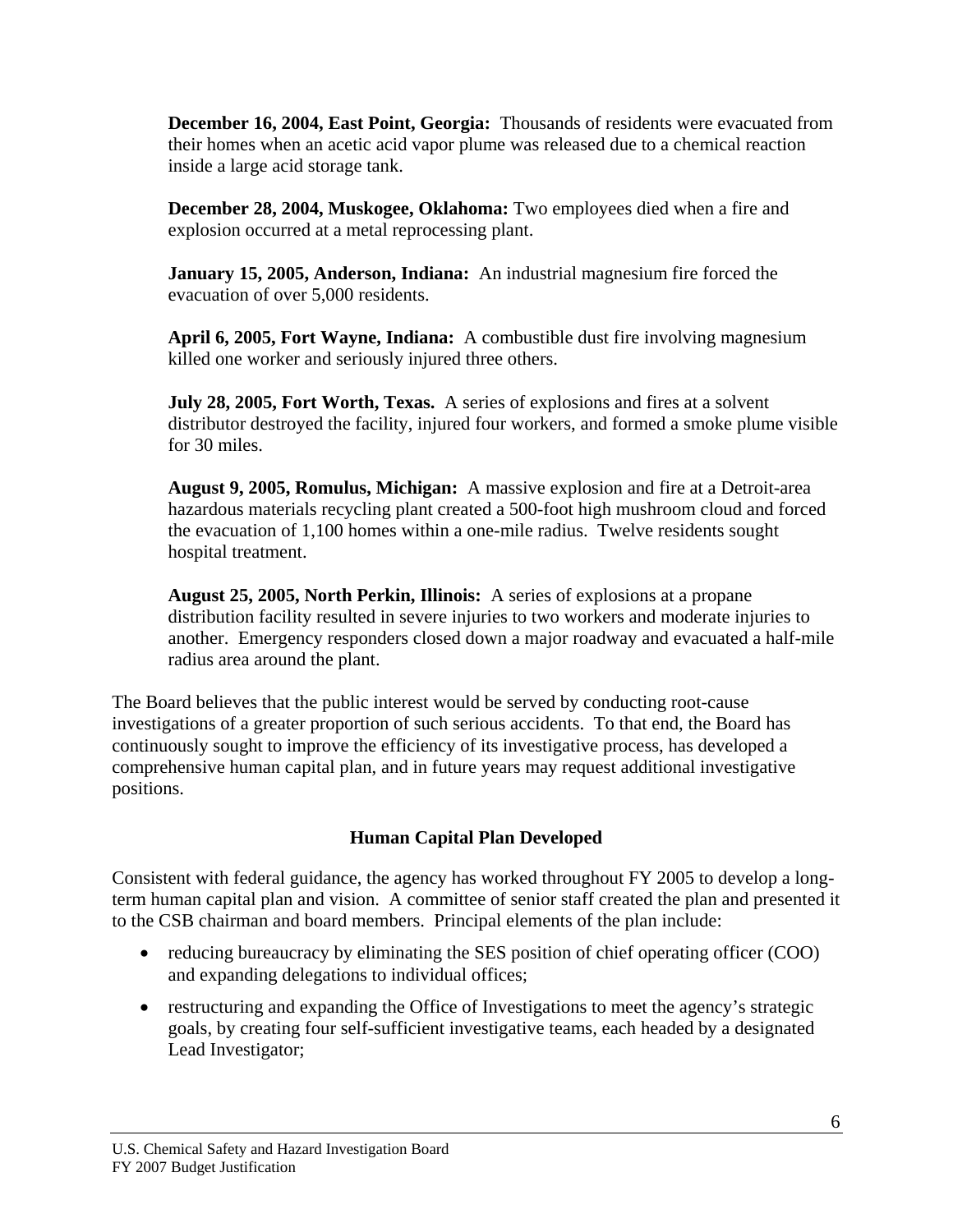**December 16, 2004, East Point, Georgia:** Thousands of residents were evacuated from their homes when an acetic acid vapor plume was released due to a chemical reaction inside a large acid storage tank.

**December 28, 2004, Muskogee, Oklahoma:** Two employees died when a fire and explosion occurred at a metal reprocessing plant.

**January 15, 2005, Anderson, Indiana:** An industrial magnesium fire forced the evacuation of over 5,000 residents.

**April 6, 2005, Fort Wayne, Indiana:** A combustible dust fire involving magnesium killed one worker and seriously injured three others.

**July 28, 2005, Fort Worth, Texas.** A series of explosions and fires at a solvent distributor destroyed the facility, injured four workers, and formed a smoke plume visible for 30 miles.

**August 9, 2005, Romulus, Michigan:** A massive explosion and fire at a Detroit-area hazardous materials recycling plant created a 500-foot high mushroom cloud and forced the evacuation of 1,100 homes within a one-mile radius. Twelve residents sought hospital treatment.

**August 25, 2005, North Perkin, Illinois:** A series of explosions at a propane distribution facility resulted in severe injuries to two workers and moderate injuries to another. Emergency responders closed down a major roadway and evacuated a half-mile radius area around the plant.

The Board believes that the public interest would be served by conducting root-cause investigations of a greater proportion of such serious accidents. To that end, the Board has continuously sought to improve the efficiency of its investigative process, has developed a comprehensive human capital plan, and in future years may request additional investigative positions.

### Human Capital Plan Developed

Consistent with federal guidance, the agency has worked throughout FY 2005 to develop a long-term human capital plan and vision. A committee of senior staff created the plan and presented it to the CSB chairman and board members. Principal elements of the plan include:

- reducing bureaucracy by eliminating the SES position of chief operating officer (COO) and expanding delegations to individual offices;
- restructuring and expanding the Office of Investigations to meet the agency's strategic goals, by creating four self-sufficient investigative teams, each headed by a designated Lead Investigator;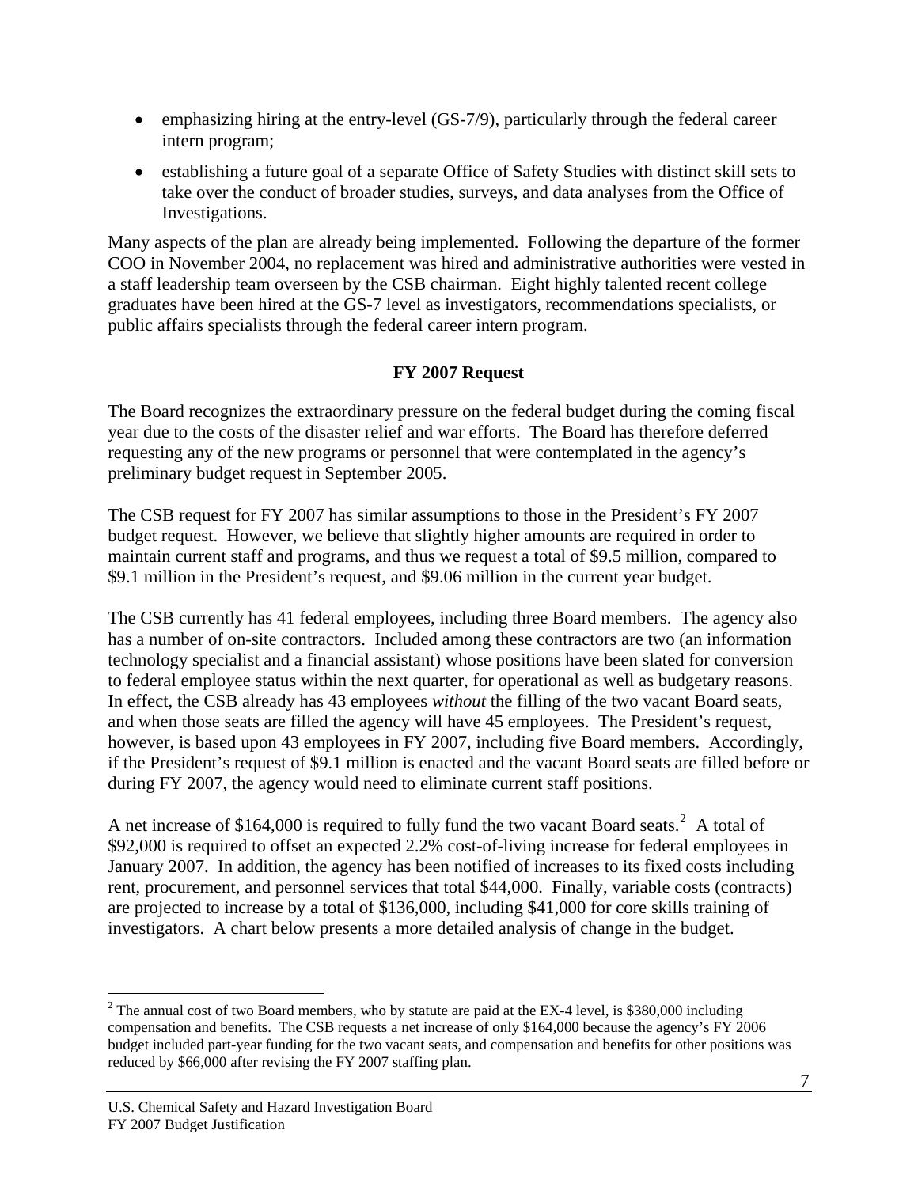- emphasizing hiring at the entry-level (GS-7/9), particularly through the federal career intern program;
- establishing a future goal of a separate Office of Safety Studies with distinct skill sets to take over the conduct of broader studies, surveys, and data analyses from the Office of Investigations.

Many aspects of the plan are already being implemented. Following the departure of the former COO in November 2004, no replacement was hired and administrative authorities were vested in a staff leadership team overseen by the CSB chairman. Eight highly talented recent college graduates have been hired at the GS-7 level as investigators, recommendations specialists, or public affairs specialists through the federal career intern program.

**FY 2007 Request**

The Board recognizes the extraordinary pressure on the federal budget during the coming fiscal year due to the costs of the disaster relief and war efforts. The Board has therefore deferred requesting any of the new programs or personnel that were contemplated in the agency's preliminary budget request in September 2005.

The CSB request for FY 2007 has similar assumptions to those in the President's FY 2007 budget request. However, we believe that slightly higher amounts are required in order to maintain current staff and programs, and thus we request a total of $9.5 million, compared to $9.1 million in the President's request, and $9.06 million in the current year budget.

The CSB currently has 41 federal employees, including three Board members. The agency also has a number of on-site contractors. Included among these contractors are two (an information technology specialist and a financial assistant) whose positions have been slated for conversion to federal employee status within the next quarter, for operational as well as budgetary reasons. In effect, the CSB already has 43 employees *without* the filling of the two vacant Board seats, and when those seats are filled the agency will have 45 employees. The President's request, however, is based upon 43 employees in FY 2007, including five Board members. Accordingly, if the President's request of $9.1 million is enacted and the vacant Board seats are filled before or during FY 2007, the agency would need to eliminate current staff positions.

A net increase of $164,000 is required to fully fund the two vacant Board seats.[2] A total of $92,000 is required to offset an expected 2.2% cost-of-living increase for federal employees in January 2007. In addition, the agency has been notified of increases to its fixed costs including rent, procurement, and personnel services that total $44,000. Finally, variable costs (contracts) are projected to increase by a total of $136,000, including $41,000 for core skills training of investigators. A chart below presents a more detailed analysis of change in the budget.

[2] The annual cost of two Board members, who by statute are paid at the EX-4 level, is $380,000 including compensation and benefits. The CSB requests a net increase of only $164,000 because the agency's FY 2006 budget included part-year funding for the two vacant seats, and compensation and benefits for other positions was reduced by $66,000 after revising the FY 2007 staffing plan.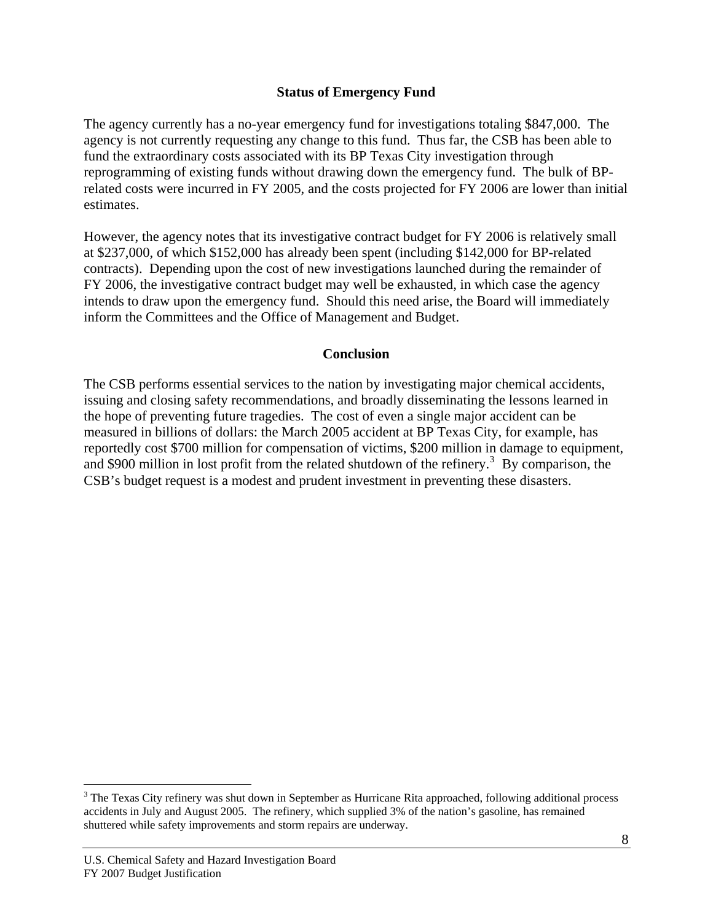## Status of Emergency Fund

The agency currently has a no-year emergency fund for investigations totaling $847,000. The agency is not currently requesting any change to this fund. Thus far, the CSB has been able to fund the extraordinary costs associated with its BP Texas City investigation through reprogramming of existing funds without drawing down the emergency fund. The bulk of BP-related costs were incurred in FY 2005, and the costs projected for FY 2006 are lower than initial estimates.

However, the agency notes that its investigative contract budget for FY 2006 is relatively small at $237,000, of which $152,000 has already been spent (including $142,000 for BP-related contracts). Depending upon the cost of new investigations launched during the remainder of FY 2006, the investigative contract budget may well be exhausted, in which case the agency intends to draw upon the emergency fund. Should this need arise, the Board will immediately inform the Committees and the Office of Management and Budget.

## Conclusion

The CSB performs essential services to the nation by investigating major chemical accidents, issuing and closing safety recommendations, and broadly disseminating the lessons learned in the hope of preventing future tragedies. The cost of even a single major accident can be measured in billions of dollars: the March 2005 accident at BP Texas City, for example, has reportedly cost $700 million for compensation of victims, $200 million in damage to equipment, and $900 million in lost profit from the related shutdown of the refinery.[3] By comparison, the CSB's budget request is a modest and prudent investment in preventing these disasters.

---

[3] The Texas City refinery was shut down in September as Hurricane Rita approached, following additional process accidents in July and August 2005. The refinery, which supplied 3% of the nation's gasoline, has remained shuttered while safety improvements and storm repairs are underway.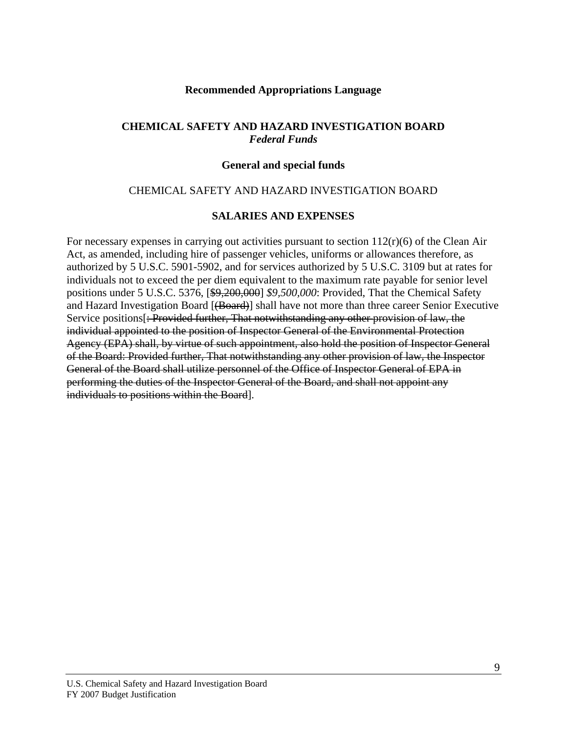## Recommended Appropriations Language

### CHEMICAL SAFETY AND HAZARD INVESTIGATION BOARD
***Federal Funds***

### General and special funds

CHEMICAL SAFETY AND HAZARD INVESTIGATION BOARD

### SALARIES AND EXPENSES

For necessary expenses in carrying out activities pursuant to section 112(r)(6) of the Clean Air Act, as amended, including hire of passenger vehicles, uniforms or allowances therefore, as authorized by 5 U.S.C. 5901-5902, and for services authorized by 5 U.S.C. 3109 but at rates for individuals not to exceed the per diem equivalent to the maximum rate payable for senior level positions under 5 U.S.C. 5376, [~~$9,200,000~~] *$9,500,000*: Provided, That the Chemical Safety and Hazard Investigation Board [~~(Board)~~] shall have not more than three career Senior Executive Service positions[~~: Provided further, That notwithstanding any other provision of law, the individual appointed to the position of Inspector General of the Environmental Protection Agency (EPA) shall, by virtue of such appointment, also hold the position of Inspector General of the Board: Provided further, That notwithstanding any other provision of law, the Inspector General of the Board shall utilize personnel of the Office of Inspector General of EPA in performing the duties of the Inspector General of the Board, and shall not appoint any individuals to positions within the Board~~].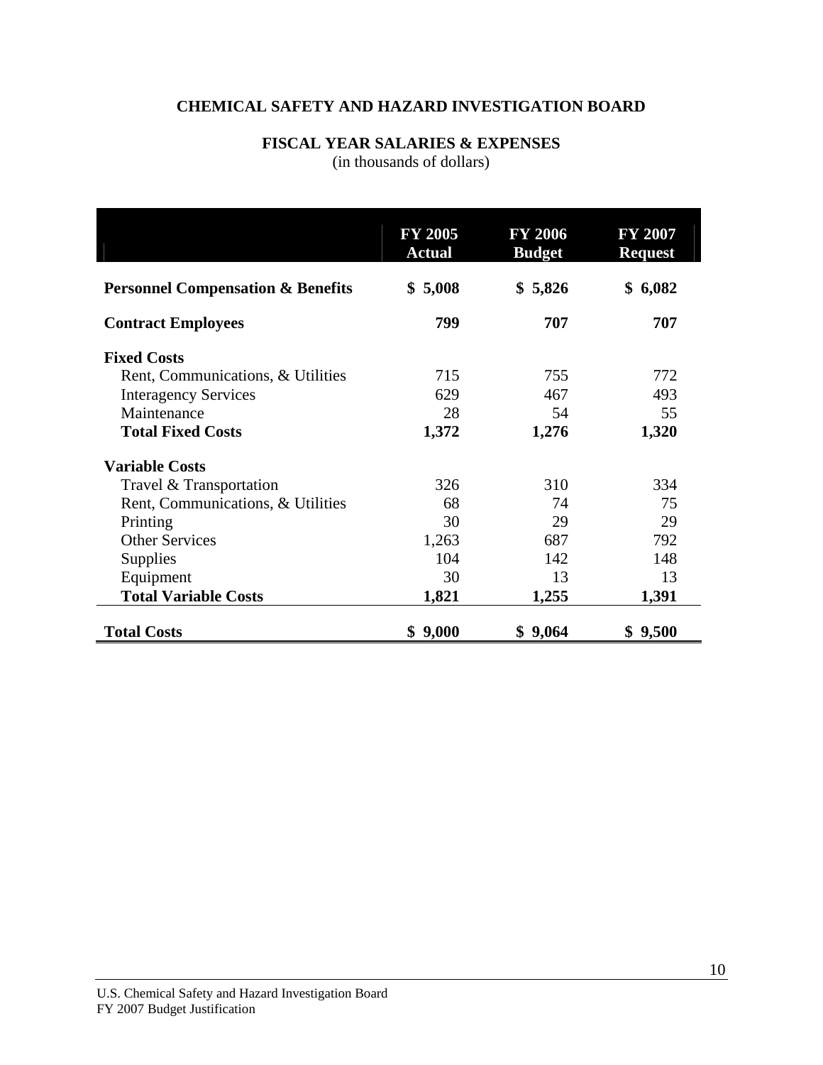## CHEMICAL SAFETY AND HAZARD INVESTIGATION BOARD

### FISCAL YEAR SALARIES & EXPENSES

(in thousands of dollars)

| | FY 2005 Actual | FY 2006 Budget | FY 2007 Request |
|---|---|---|---|
| **Personnel Compensation & Benefits** | **$ 5,008** | **$ 5,826** | **$ 6,082** |
| **Contract Employees** | **799** | **707** | **707** |
| **Fixed Costs** | | | |
| Rent, Communications, & Utilities | 715 | 755 | 772 |
| Interagency Services | 629 | 467 | 493 |
| Maintenance | 28 | 54 | 55 |
| **Total Fixed Costs** | **1,372** | **1,276** | **1,320** |
| **Variable Costs** | | | |
| Travel & Transportation | 326 | 310 | 334 |
| Rent, Communications, & Utilities | 68 | 74 | 75 |
| Printing | 30 | 29 | 29 |
| Other Services | 1,263 | 687 | 792 |
| Supplies | 104 | 142 | 148 |
| Equipment | 30 | 13 | 13 |
| **Total Variable Costs** | **1,821** | **1,255** | **1,391** |
| **Total Costs** | **$ 9,000** | **$ 9,064** | **$ 9,500** |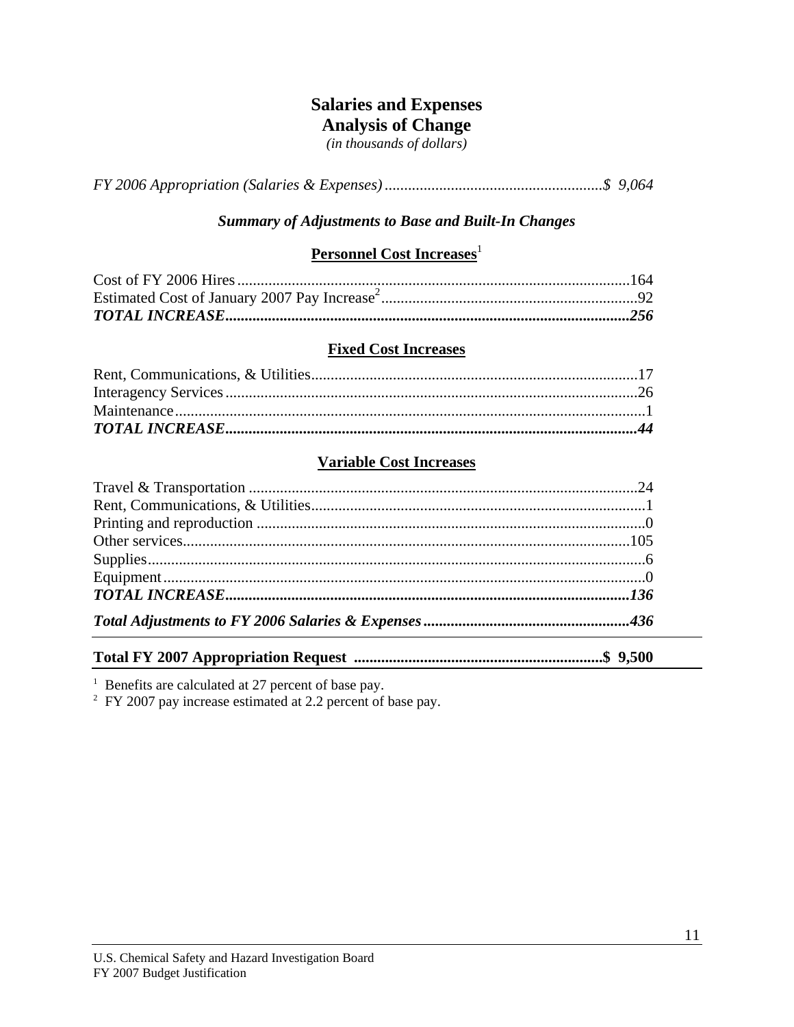# Salaries and Expenses
## Analysis of Change
*(in thousands of dollars)*

| | |
|---|---|
| *FY 2006 Appropriation (Salaries & Expenses)* | *$ 9,064* |

### *Summary of Adjustments to Base and Built-In Changes*

#### Personnel Cost Increases[1]

| | |
|---|---|
| Cost of FY 2006 Hires | 164 |
| Estimated Cost of January 2007 Pay Increase[2] | 92 |
| ***TOTAL INCREASE*** | ***256*** |

#### Fixed Cost Increases

| | |
|---|---|
| Rent, Communications, & Utilities | 17 |
| Interagency Services | 26 |
| Maintenance | 1 |
| ***TOTAL INCREASE*** | ***44*** |

#### Variable Cost Increases

| | |
|---|---|
| Travel & Transportation | 24 |
| Rent, Communications, & Utilities | 1 |
| Printing and reproduction | 0 |
| Other services | 105 |
| Supplies | 6 |
| Equipment | 0 |
| ***TOTAL INCREASE*** | ***136*** |
| ***Total Adjustments to FY 2006 Salaries & Expenses*** | ***436*** |

| | |
|---|---|
| **Total FY 2007 Appropriation Request** | **$ 9,500** |

[1] Benefits are calculated at 27 percent of base pay.
[2] FY 2007 pay increase estimated at 2.2 percent of base pay.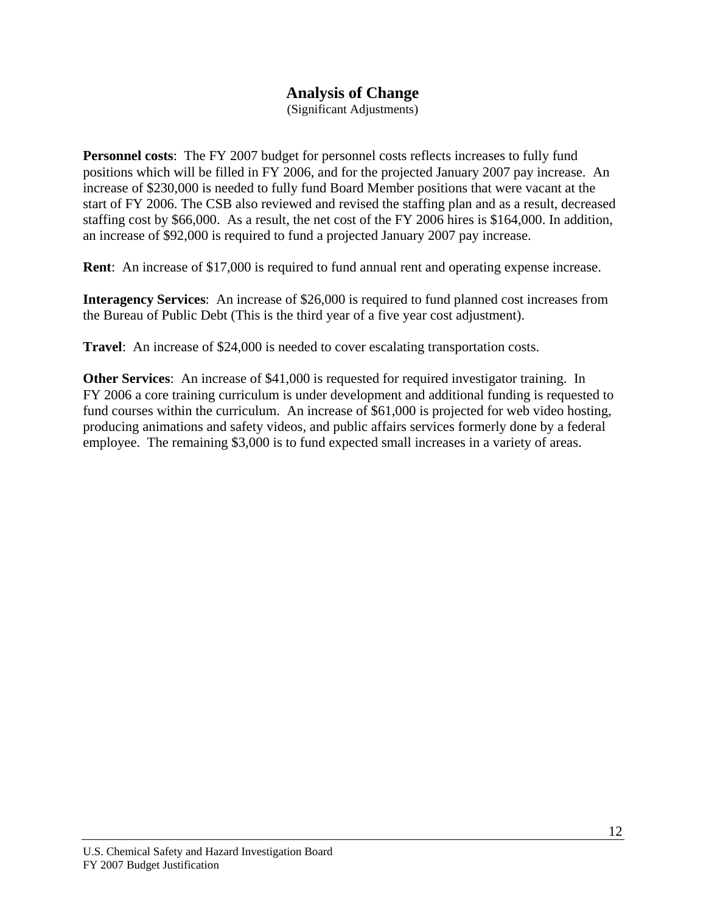# Analysis of Change

(Significant Adjustments)

**Personnel costs**: The FY 2007 budget for personnel costs reflects increases to fully fund positions which will be filled in FY 2006, and for the projected January 2007 pay increase. An increase of $230,000 is needed to fully fund Board Member positions that were vacant at the start of FY 2006. The CSB also reviewed and revised the staffing plan and as a result, decreased staffing cost by $66,000. As a result, the net cost of the FY 2006 hires is $164,000. In addition, an increase of $92,000 is required to fund a projected January 2007 pay increase.

**Rent**: An increase of $17,000 is required to fund annual rent and operating expense increase.

**Interagency Services**: An increase of $26,000 is required to fund planned cost increases from the Bureau of Public Debt (This is the third year of a five year cost adjustment).

**Travel**: An increase of $24,000 is needed to cover escalating transportation costs.

**Other Services**: An increase of $41,000 is requested for required investigator training. In FY 2006 a core training curriculum is under development and additional funding is requested to fund courses within the curriculum. An increase of $61,000 is projected for web video hosting, producing animations and safety videos, and public affairs services formerly done by a federal employee. The remaining $3,000 is to fund expected small increases in a variety of areas.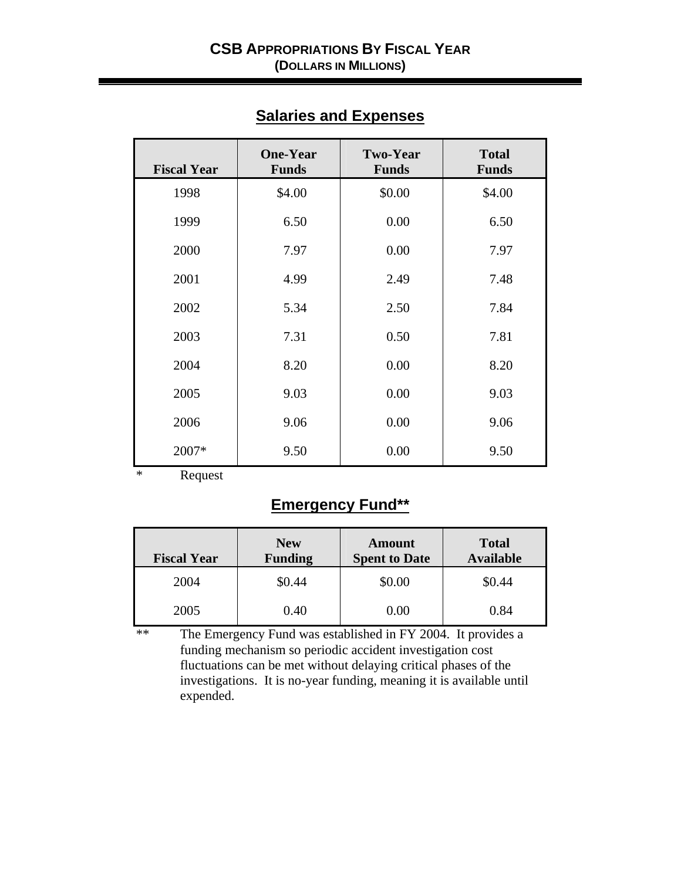# CSB APPROPRIATIONS BY FISCAL YEAR
## (DOLLARS IN MILLIONS)

## Salaries and Expenses

| Fiscal Year | One-Year Funds | Two-Year Funds | Total Funds |
|---|---|---|---|
| 1998 | $4.00 | $0.00 | $4.00 |
| 1999 | 6.50 | 0.00 | 6.50 |
| 2000 | 7.97 | 0.00 | 7.97 |
| 2001 | 4.99 | 2.49 | 7.48 |
| 2002 | 5.34 | 2.50 | 7.84 |
| 2003 | 7.31 | 0.50 | 7.81 |
| 2004 | 8.20 | 0.00 | 8.20 |
| 2005 | 9.03 | 0.00 | 9.03 |
| 2006 | 9.06 | 0.00 | 9.06 |
| 2007* | 9.50 | 0.00 | 9.50 |

\* Request

## Emergency Fund**

| Fiscal Year | New Funding | Amount Spent to Date | Total Available |
|---|---|---|---|
| 2004 | $0.44 | $0.00 | $0.44 |
| 2005 | 0.40 | 0.00 | 0.84 |

** The Emergency Fund was established in FY 2004. It provides a funding mechanism so periodic accident investigation cost fluctuations can be met without delaying critical phases of the investigations. It is no-year funding, meaning it is available until expended.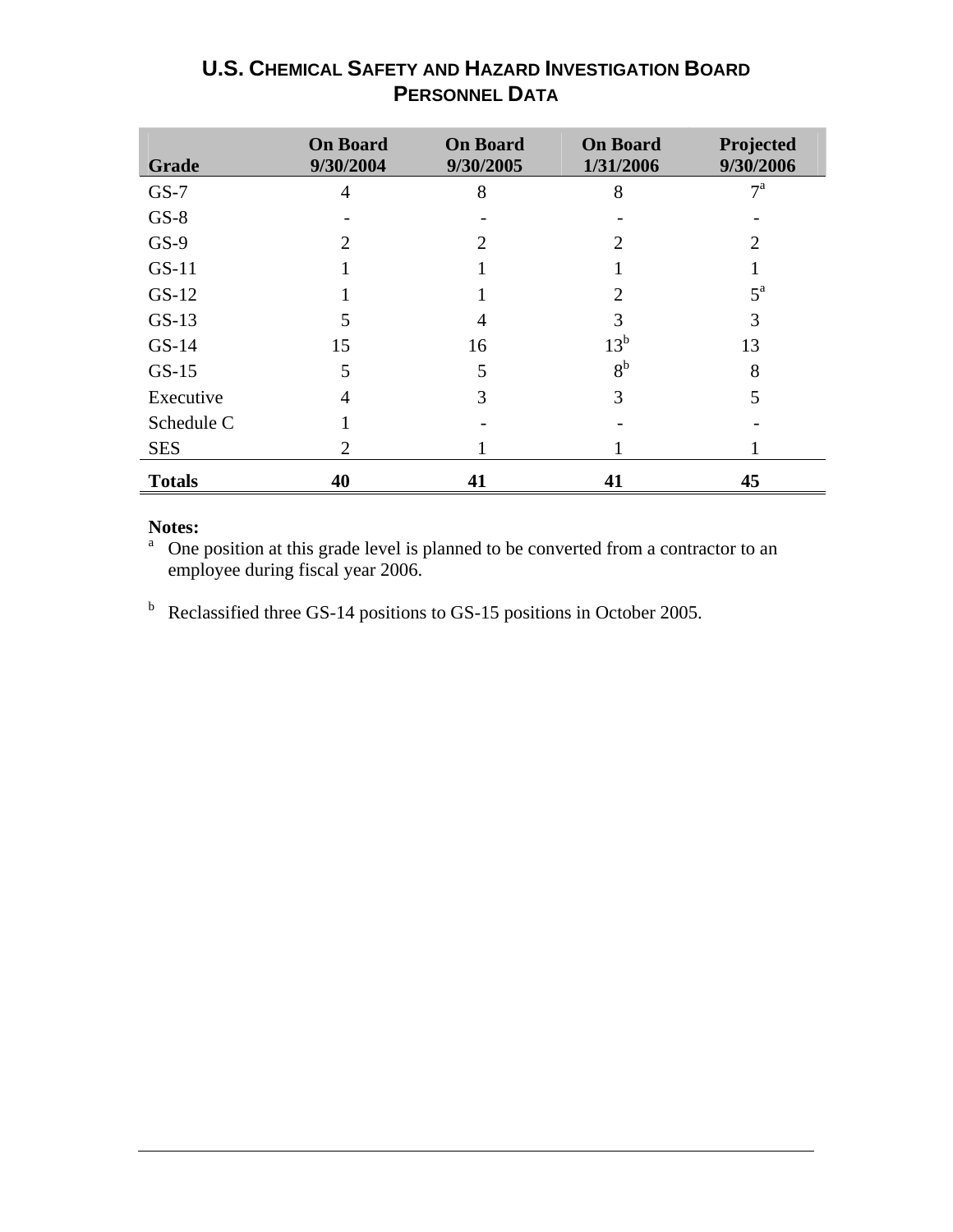# U.S. Chemical Safety and Hazard Investigation Board Personnel Data

| Grade | On Board 9/30/2004 | On Board 9/30/2005 | On Board 1/31/2006 | Projected 9/30/2006 |
|---|---|---|---|---|
| GS-7 | 4 | 8 | 8 | 7[a] |
| GS-8 | - | - | - | - |
| GS-9 | 2 | 2 | 2 | 2 |
| GS-11 | 1 | 1 | 1 | 1 |
| GS-12 | 1 | 1 | 2 | 5[a] |
| GS-13 | 5 | 4 | 3 | 3 |
| GS-14 | 15 | 16 | 13[b] | 13 |
| GS-15 | 5 | 5 | 8[b] | 8 |
| Executive | 4 | 3 | 3 | 5 |
| Schedule C | 1 | - | - | - |
| SES | 2 | 1 | 1 | 1 |
| **Totals** | **40** | **41** | **41** | **45** |

**Notes:**

[a] One position at this grade level is planned to be converted from a contractor to an employee during fiscal year 2006.

[b] Reclassified three GS-14 positions to GS-15 positions in October 2005.